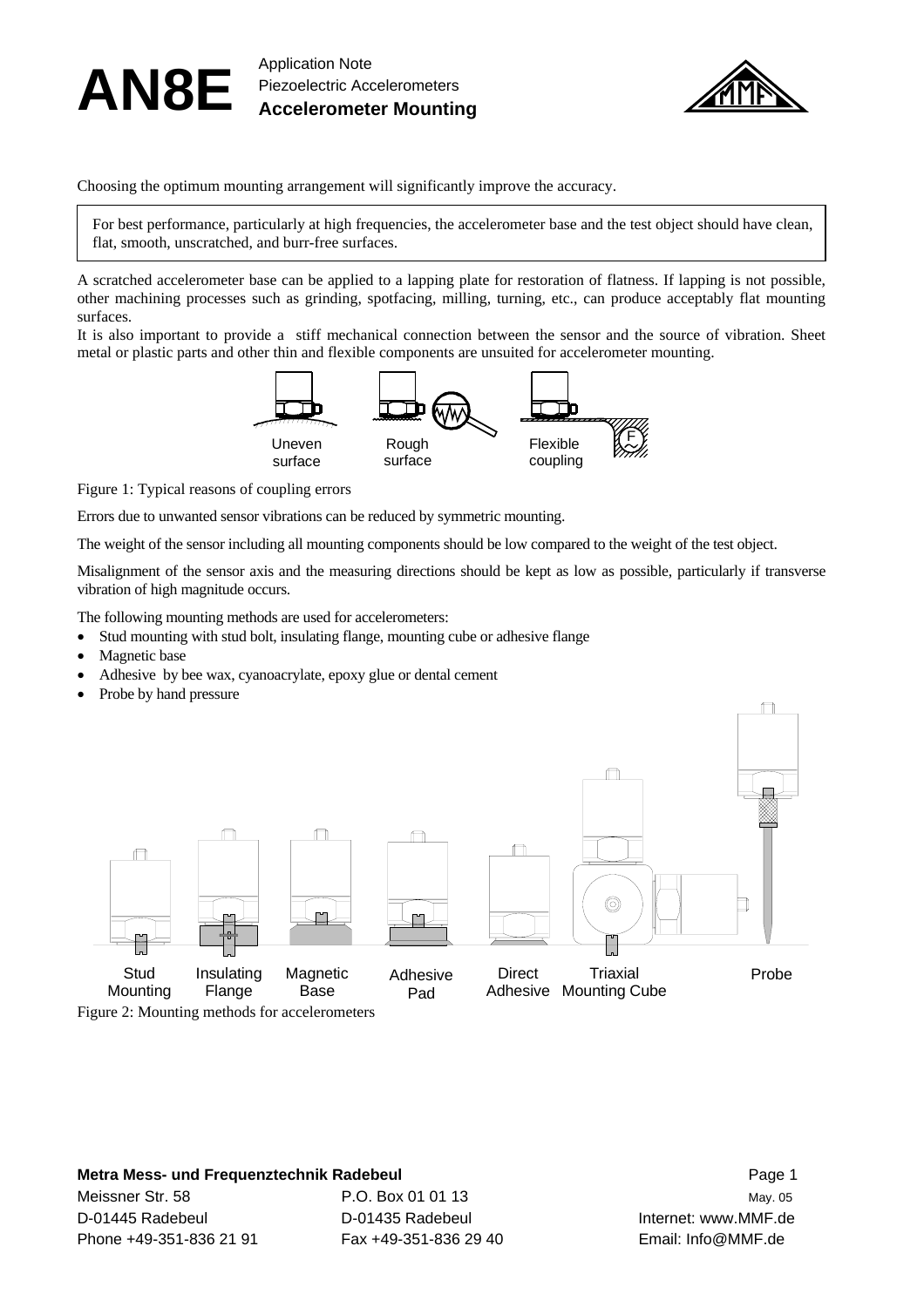# AN8E

Application Note
Piezoelectric Accelerometers
**Accelerometer Mounting**

Choosing the optimum mounting arrangement will significantly improve the accuracy.

> For best performance, particularly at high frequencies, the accelerometer base and the test object should have clean, flat, smooth, unscratched, and burr-free surfaces.

A scratched accelerometer base can be applied to a lapping plate for restoration of flatness. If lapping is not possible, other machining processes such as grinding, spotfacing, milling, turning, etc., can produce acceptably flat mounting surfaces.

It is also important to provide a stiff mechanical connection between the sensor and the source of vibration. Sheet metal or plastic parts and other thin and flexible components are unsuited for accelerometer mounting.

Uneven surface · Rough surface · Flexible coupling

Figure 1: Typical reasons of coupling errors

Errors due to unwanted sensor vibrations can be reduced by symmetric mounting.

The weight of the sensor including all mounting components should be low compared to the weight of the test object.

Misalignment of the sensor axis and the measuring directions should be kept as low as possible, particularly if transverse vibration of high magnitude occurs.

The following mounting methods are used for accelerometers:

- Stud mounting with stud bolt, insulating flange, mounting cube or adhesive flange
- Magnetic base
- Adhesive by bee wax, cyanoacrylate, epoxy glue or dental cement
- Probe by hand pressure

Stud Mounting · Insulating Flange · Magnetic Base · Adhesive Pad · Direct Adhesive · Triaxial Mounting Cube · Probe

Figure 2: Mounting methods for accelerometers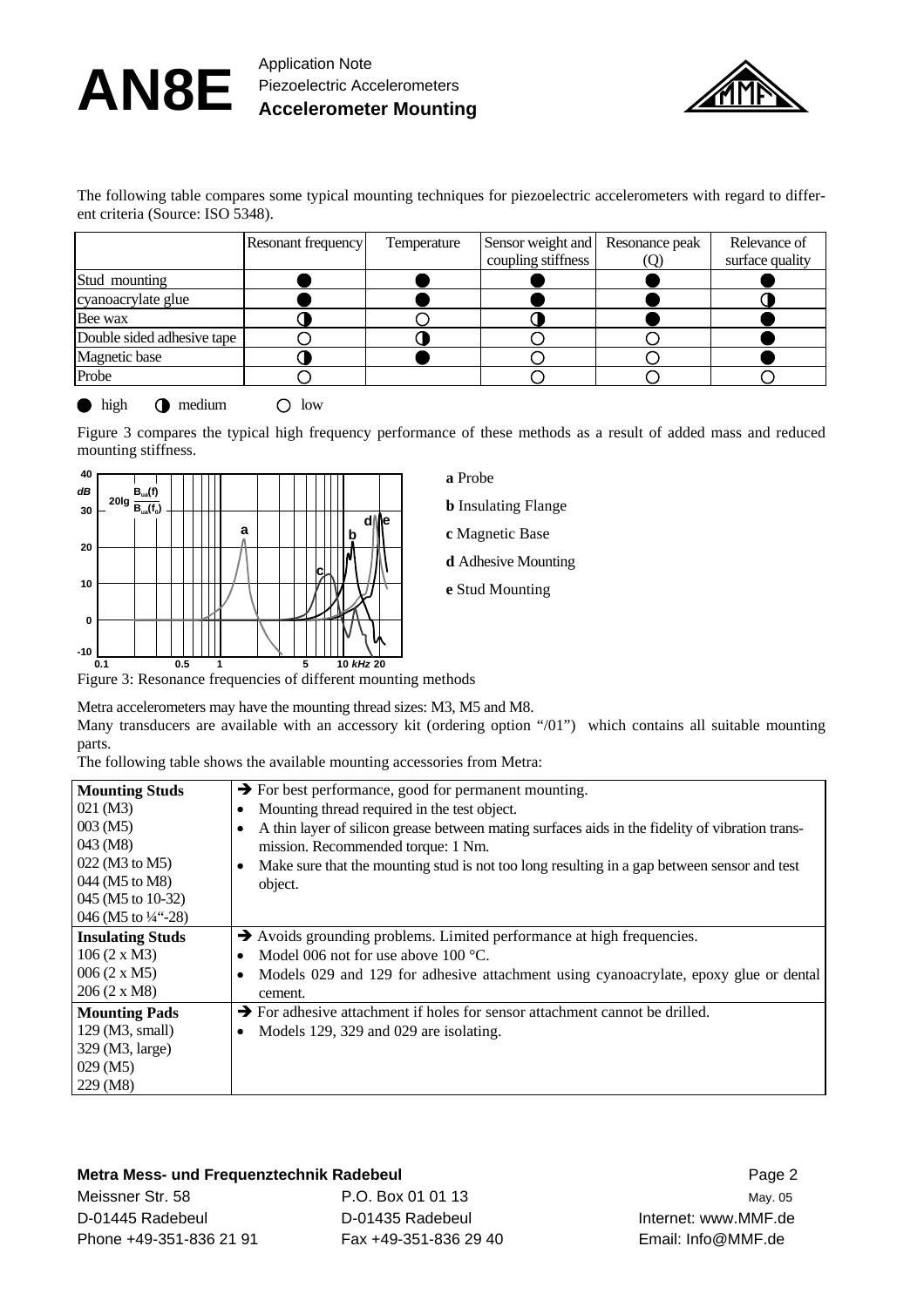The following table compares some typical mounting techniques for piezoelectric accelerometers with regard to different criteria (Source: ISO 5348).

| | Resonant frequency | Temperature | Sensor weight and coupling stiffness | Resonance peak (Q) | Relevance of surface quality |
|---|---|---|---|---|---|
| Stud mounting | ● | ● | ● | ● | ● |
| cyanoacrylate glue | ● | ● | ● | ● | ◑ |
| Bee wax | ◑ | ○ | ◑ | ● | ● |
| Double sided adhesive tape | ○ | ◑ | ○ | ○ | ● |
| Magnetic base | ◑ | ● | ○ | ○ | ● |
| Probe | ○ | | ○ | ○ | ○ |

● high ◑ medium ○ low

Figure 3 compares the typical high frequency performance of these methods as a result of added mass and reduced mounting stiffness.

**a** Probe

**b** Insulating Flange

**c** Magnetic Base

**d** Adhesive Mounting

**e** Stud Mounting

Figure 3: Resonance frequencies of different mounting methods

Metra accelerometers may have the mounting thread sizes: M3, M5 and M8.

Many transducers are available with an accessory kit (ordering option "/01") which contains all suitable mounting parts.

The following table shows the available mounting accessories from Metra:

| | |
|---|---|
| **Mounting Studs**<br>021 (M3)<br>003 (M5)<br>043 (M8)<br>022 (M3 to M5)<br>044 (M5 to M8)<br>045 (M5 to 10-32)<br>046 (M5 to ¼"-28) | → For best performance, good for permanent mounting.<br>• Mounting thread required in the test object.<br>• A thin layer of silicon grease between mating surfaces aids in the fidelity of vibration transmission. Recommended torque: 1 Nm.<br>• Make sure that the mounting stud is not too long resulting in a gap between sensor and test object. |
| **Insulating Studs**<br>106 (2 x M3)<br>006 (2 x M5)<br>206 (2 x M8) | → Avoids grounding problems. Limited performance at high frequencies.<br>• Model 006 not for use above 100 °C.<br>• Models 029 and 129 for adhesive attachment using cyanoacrylate, epoxy glue or dental cement. |
| **Mounting Pads**<br>129 (M3, small)<br>329 (M3, large)<br>029 (M5)<br>229 (M8) | → For adhesive attachment if holes for sensor attachment cannot be drilled.<br>• Models 129, 329 and 029 are isolating. |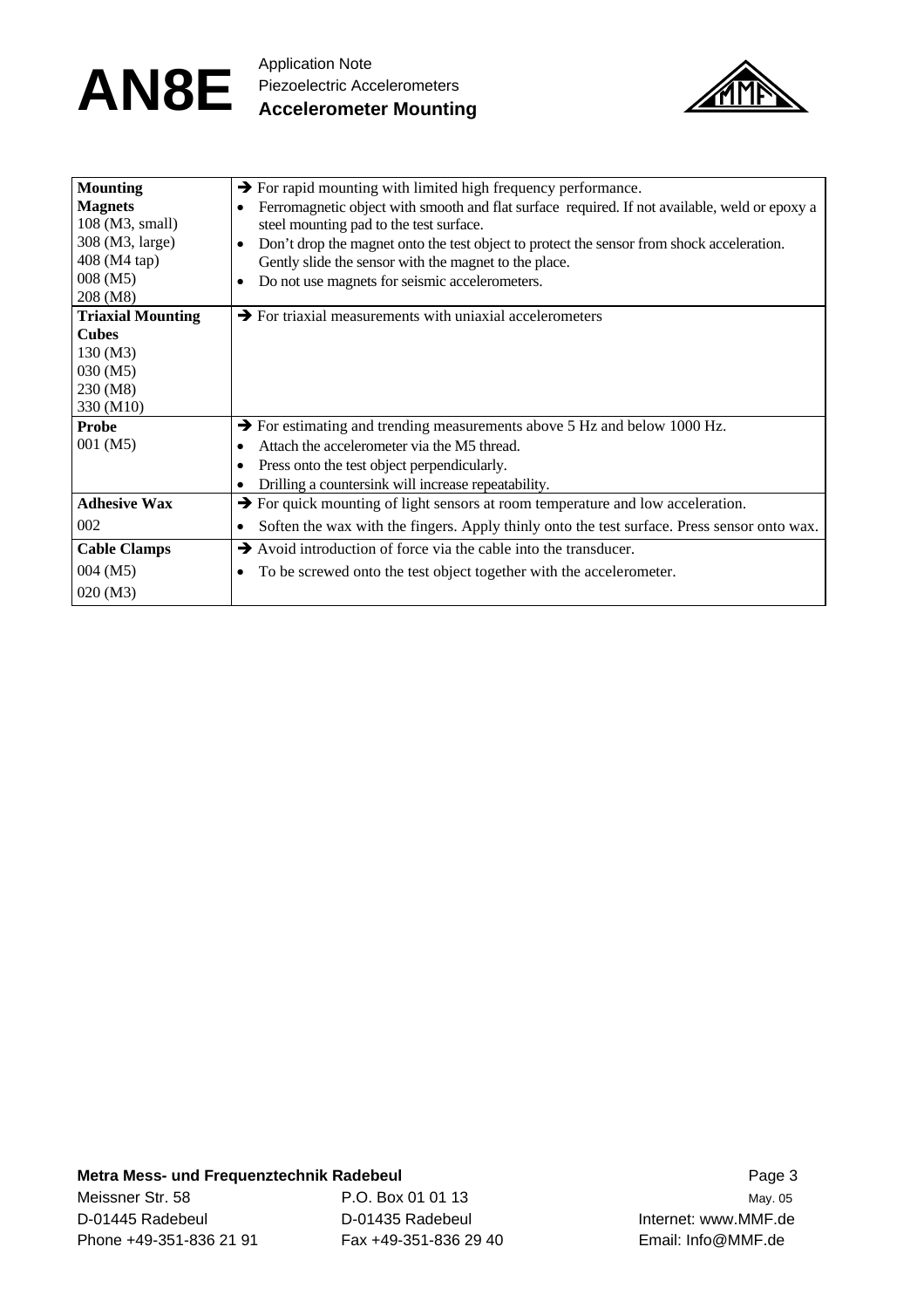| | |
|---|---|
| **Mounting Magnets**<br>108 (M3, small)<br>308 (M3, large)<br>408 (M4 tap)<br>008 (M5)<br>208 (M8) | ➔ For rapid mounting with limited high frequency performance.<br>• Ferromagnetic object with smooth and flat surface required. If not available, weld or epoxy a steel mounting pad to the test surface.<br>• Don't drop the magnet onto the test object to protect the sensor from shock acceleration. Gently slide the sensor with the magnet to the place.<br>• Do not use magnets for seismic accelerometers. |
| **Triaxial Mounting Cubes**<br>130 (M3)<br>030 (M5)<br>230 (M8)<br>330 (M10) | ➔ For triaxial measurements with uniaxial accelerometers |
| **Probe**<br>001 (M5) | ➔ For estimating and trending measurements above 5 Hz and below 1000 Hz.<br>• Attach the accelerometer via the M5 thread.<br>• Press onto the test object perpendicularly.<br>• Drilling a countersink will increase repeatability. |
| **Adhesive Wax**<br>002 | ➔ For quick mounting of light sensors at room temperature and low acceleration.<br>• Soften the wax with the fingers. Apply thinly onto the test surface. Press sensor onto wax. |
| **Cable Clamps**<br>004 (M5)<br>020 (M3) | ➔ Avoid introduction of force via the cable into the transducer.<br>• To be screwed onto the test object together with the accelerometer. |

**Metra Mess- und Frequenztechnik Radebeul**
Meissner Str. 58 — D-01445 Radebeul — Phone +49-351-836 21 91
P.O. Box 01 01 13 — D-01435 Radebeul — Fax +49-351-836 29 40
May. 05 — Internet: www.MMF.de — Email: Info@MMF.de